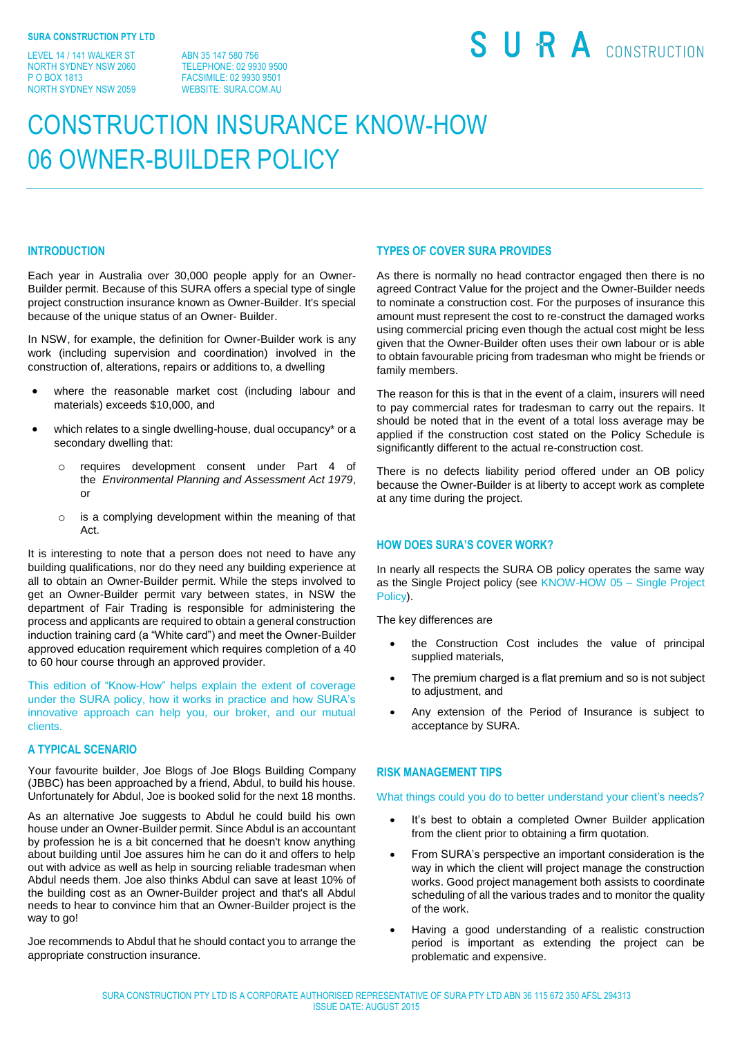**SURA CONSTRUCTION PTY LTD**

LEVEL 14 / 141 WALKER ST
NORTH SYDNEY NSW 2060
P O BOX 1813
NORTH SYDNEY NSW 2059

ABN 35 147 580 756
TELEPHONE: 02 9930 9500
FACSIMILE: 02 9930 9501
WEBSITE: SURA.COM.AU

SURA CONSTRUCTION

# CONSTRUCTION INSURANCE KNOW-HOW
# 06 OWNER-BUILDER POLICY

## INTRODUCTION

Each year in Australia over 30,000 people apply for an Owner-Builder permit. Because of this SURA offers a special type of single project construction insurance known as Owner-Builder. It's special because of the unique status of an Owner- Builder.

In NSW, for example, the definition for Owner-Builder work is any work (including supervision and coordination) involved in the construction of, alterations, repairs or additions to, a dwelling

- where the reasonable market cost (including labour and materials) exceeds $10,000, and
- which relates to a single dwelling-house, dual occupancy* or a secondary dwelling that:
  - requires development consent under Part 4 of the *Environmental Planning and Assessment Act 1979*, or
  - is a complying development within the meaning of that Act.

It is interesting to note that a person does not need to have any building qualifications, nor do they need any building experience at all to obtain an Owner-Builder permit. While the steps involved to get an Owner-Builder permit vary between states, in NSW the department of Fair Trading is responsible for administering the process and applicants are required to obtain a general construction induction training card (a "White card") and meet the Owner-Builder approved education requirement which requires completion of a 40 to 60 hour course through an approved provider.

This edition of "Know-How" helps explain the extent of coverage under the SURA policy, how it works in practice and how SURA's innovative approach can help you, our broker, and our mutual clients.

## A TYPICAL SCENARIO

Your favourite builder, Joe Blogs of Joe Blogs Building Company (JBBC) has been approached by a friend, Abdul, to build his house. Unfortunately for Abdul, Joe is booked solid for the next 18 months.

As an alternative Joe suggests to Abdul he could build his own house under an Owner-Builder permit. Since Abdul is an accountant by profession he is a bit concerned that he doesn't know anything about building until Joe assures him he can do it and offers to help out with advice as well as help in sourcing reliable tradesman when Abdul needs them. Joe also thinks Abdul can save at least 10% of the building cost as an Owner-Builder project and that's all Abdul needs to hear to convince him that an Owner-Builder project is the way to go!

Joe recommends to Abdul that he should contact you to arrange the appropriate construction insurance.

## TYPES OF COVER SURA PROVIDES

As there is normally no head contractor engaged then there is no agreed Contract Value for the project and the Owner-Builder needs to nominate a construction cost. For the purposes of insurance this amount must represent the cost to re-construct the damaged works using commercial pricing even though the actual cost might be less given that the Owner-Builder often uses their own labour or is able to obtain favourable pricing from tradesman who might be friends or family members.

The reason for this is that in the event of a claim, insurers will need to pay commercial rates for tradesman to carry out the repairs. It should be noted that in the event of a total loss average may be applied if the construction cost stated on the Policy Schedule is significantly different to the actual re-construction cost.

There is no defects liability period offered under an OB policy because the Owner-Builder is at liberty to accept work as complete at any time during the project.

## HOW DOES SURA'S COVER WORK?

In nearly all respects the SURA OB policy operates the same way as the Single Project policy (see KNOW-HOW 05 – Single Project Policy).

The key differences are

- the Construction Cost includes the value of principal supplied materials,
- The premium charged is a flat premium and so is not subject to adjustment, and
- Any extension of the Period of Insurance is subject to acceptance by SURA.

## RISK MANAGEMENT TIPS

What things could you do to better understand your client's needs?

- It's best to obtain a completed Owner Builder application from the client prior to obtaining a firm quotation.
- From SURA's perspective an important consideration is the way in which the client will project manage the construction works. Good project management both assists to coordinate scheduling of all the various trades and to monitor the quality of the work.
- Having a good understanding of a realistic construction period is important as extending the project can be problematic and expensive.

SURA CONSTRUCTION PTY LTD IS A CORPORATE AUTHORISED REPRESENTATIVE OF SURA PTY LTD ABN 36 115 672 350 AFSL 294313
ISSUE DATE: AUGUST 2015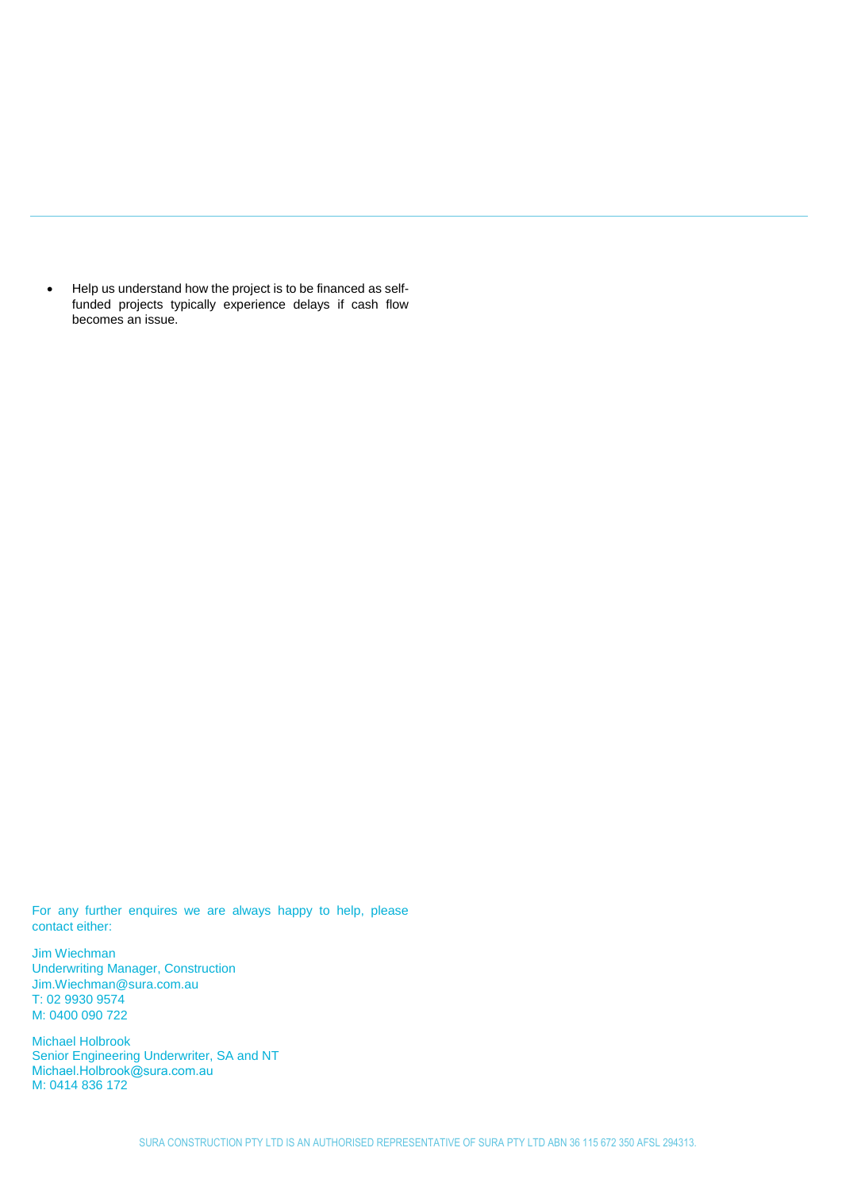- Help us understand how the project is to be financed as self-funded projects typically experience delays if cash flow becomes an issue.

For any further enquires we are always happy to help, please contact either:

Jim Wiechman
Underwriting Manager, Construction
Jim.Wiechman@sura.com.au
T: 02 9930 9574
M: 0400 090 722

Michael Holbrook
Senior Engineering Underwriter, SA and NT
Michael.Holbrook@sura.com.au
M: 0414 836 172

SURA CONSTRUCTION PTY LTD IS AN AUTHORISED REPRESENTATIVE OF SURA PTY LTD ABN 36 115 672 350 AFSL 294313.